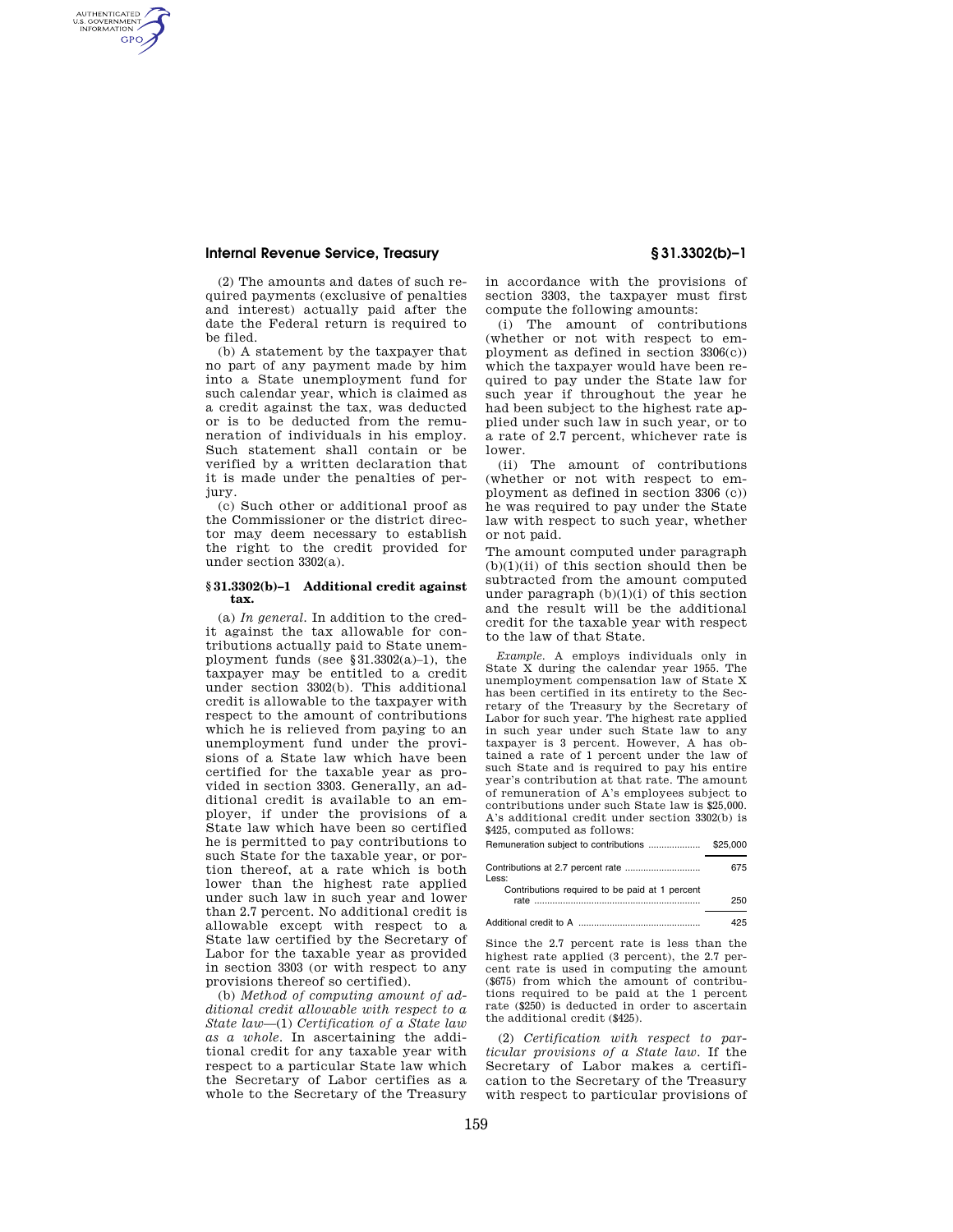(2) The amounts and dates of such required payments (exclusive of penalties and interest) actually paid after the date the Federal return is required to be filed.

(b) A statement by the taxpayer that no part of any payment made by him into a State unemployment fund for such calendar year, which is claimed as a credit against the tax, was deducted or is to be deducted from the remuneration of individuals in his employ. Such statement shall contain or be verified by a written declaration that it is made under the penalties of perjury.

(c) Such other or additional proof as the Commissioner or the district director may deem necessary to establish the right to the credit provided for under section 3302(a).

### § 31.3302(b)–1 Additional credit against tax.

(a) *In general.* In addition to the credit against the tax allowable for contributions actually paid to State unemployment funds (see § 31.3302(a)–1), the taxpayer may be entitled to a credit under section 3302(b). This additional credit is allowable to the taxpayer with respect to the amount of contributions which he is relieved from paying to an unemployment fund under the provisions of a State law which have been certified for the taxable year as provided in section 3303. Generally, an additional credit is available to an employer, if under the provisions of a State law which have been so certified he is permitted to pay contributions to such State for the taxable year, or portion thereof, at a rate which is both lower than the highest rate applied under such law in such year and lower than 2.7 percent. No additional credit is allowable except with respect to a State law certified by the Secretary of Labor for the taxable year as provided in section 3303 (or with respect to any provisions thereof so certified).

(b) *Method of computing amount of additional credit allowable with respect to a State law*—(1) *Certification of a State law as a whole.* In ascertaining the additional credit for any taxable year with respect to a particular State law which the Secretary of Labor certifies as a whole to the Secretary of the Treasury in accordance with the provisions of section 3303, the taxpayer must first compute the following amounts:

(i) The amount of contributions (whether or not with respect to employment as defined in section 3306(c)) which the taxpayer would have been required to pay under the State law for such year if throughout the year he had been subject to the highest rate applied under such law in such year, or to a rate of 2.7 percent, whichever rate is lower.

(ii) The amount of contributions (whether or not with respect to employment as defined in section 3306 (c)) he was required to pay under the State law with respect to such year, whether or not paid.

The amount computed under paragraph (b)(1)(ii) of this section should then be subtracted from the amount computed under paragraph (b)(1)(i) of this section and the result will be the additional credit for the taxable year with respect to the law of that State.

*Example.* A employs individuals only in State X during the calendar year 1955. The unemployment compensation law of State X has been certified in its entirety to the Secretary of the Treasury by the Secretary of Labor for such year. The highest rate applied in such year under such State law to any taxpayer is 3 percent. However, A has obtained a rate of 1 percent under the law of such State and is required to pay his entire year's contribution at that rate. The amount of remuneration of A's employees subject to contributions under such State law is $25,000. A's additional credit under section 3302(b) is $425, computed as follows:

| | |
|---|---|
| Remuneration subject to contributions | $25,000 |
| Contributions at 2.7 percent rate | 675 |
| Less: | |
| Contributions required to be paid at 1 percent rate | 250 |
| Additional credit to A | 425 |

Since the 2.7 percent rate is less than the highest rate applied (3 percent), the 2.7 percent rate is used in computing the amount ($675) from which the amount of contributions required to be paid at the 1 percent rate ($250) is deducted in order to ascertain the additional credit ($425).

(2) *Certification with respect to particular provisions of a State law.* If the Secretary of Labor makes a certification to the Secretary of the Treasury with respect to particular provisions of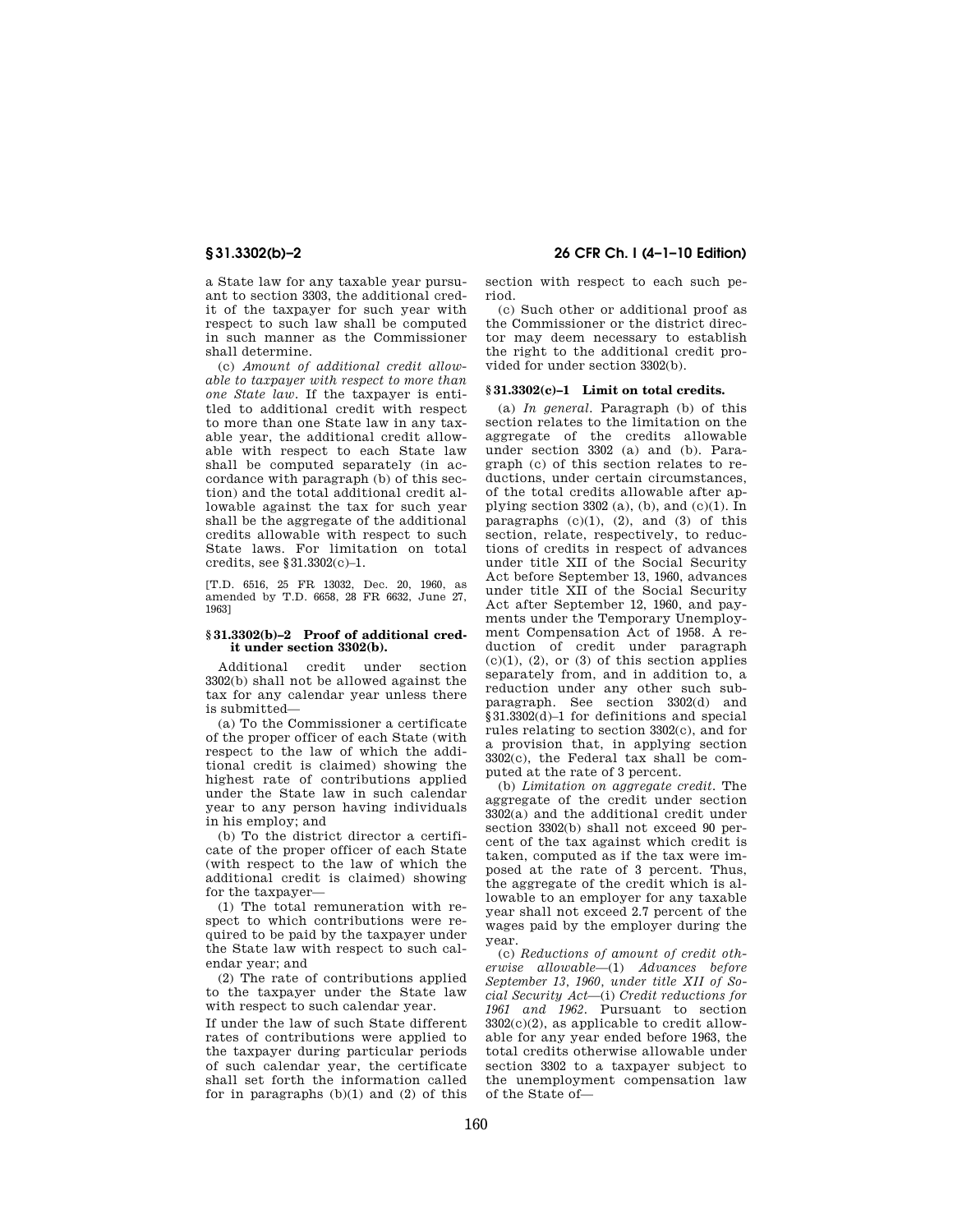a State law for any taxable year pursuant to section 3303, the additional credit of the taxpayer for such year with respect to such law shall be computed in such manner as the Commissioner shall determine.

(c) *Amount of additional credit allowable to taxpayer with respect to more than one State law.* If the taxpayer is entitled to additional credit with respect to more than one State law in any taxable year, the additional credit allowable with respect to each State law shall be computed separately (in accordance with paragraph (b) of this section) and the total additional credit allowable against the tax for such year shall be the aggregate of the additional credits allowable with respect to such State laws. For limitation on total credits, see §31.3302(c)–1.

[T.D. 6516, 25 FR 13032, Dec. 20, 1960, as amended by T.D. 6658, 28 FR 6632, June 27, 1963]

### §31.3302(b)–2 Proof of additional credit under section 3302(b).

Additional credit under section 3302(b) shall not be allowed against the tax for any calendar year unless there is submitted—

(a) To the Commissioner a certificate of the proper officer of each State (with respect to the law of which the additional credit is claimed) showing the highest rate of contributions applied under the State law in such calendar year to any person having individuals in his employ; and

(b) To the district director a certificate of the proper officer of each State (with respect to the law of which the additional credit is claimed) showing for the taxpayer—

(1) The total remuneration with respect to which contributions were required to be paid by the taxpayer under the State law with respect to such calendar year; and

(2) The rate of contributions applied to the taxpayer under the State law with respect to such calendar year.

If under the law of such State different rates of contributions were applied to the taxpayer during particular periods of such calendar year, the certificate shall set forth the information called for in paragraphs (b)(1) and (2) of this section with respect to each such period.

(c) Such other or additional proof as the Commissioner or the district director may deem necessary to establish the right to the additional credit provided for under section 3302(b).

### §31.3302(c)–1 Limit on total credits.

(a) *In general.* Paragraph (b) of this section relates to the limitation on the aggregate of the credits allowable under section 3302 (a) and (b). Paragraph (c) of this section relates to reductions, under certain circumstances, of the total credits allowable after applying section 3302 (a), (b), and (c)(1). In paragraphs (c)(1), (2), and (3) of this section, relate, respectively, to reductions of credits in respect of advances under title XII of the Social Security Act before September 13, 1960, advances under title XII of the Social Security Act after September 12, 1960, and payments under the Temporary Unemployment Compensation Act of 1958. A reduction of credit under paragraph (c)(1), (2), or (3) of this section applies separately from, and in addition to, a reduction under any other such subparagraph. See section 3302(d) and §31.3302(d)–1 for definitions and special rules relating to section 3302(c), and for a provision that, in applying section 3302(c), the Federal tax shall be computed at the rate of 3 percent.

(b) *Limitation on aggregate credit.* The aggregate of the credit under section 3302(a) and the additional credit under section 3302(b) shall not exceed 90 percent of the tax against which credit is taken, computed as if the tax were imposed at the rate of 3 percent. Thus, the aggregate of the credit which is allowable to an employer for any taxable year shall not exceed 2.7 percent of the wages paid by the employer during the year.

(c) *Reductions of amount of credit otherwise allowable*—(1) *Advances before September 13, 1960, under title XII of Social Security Act*—(i) *Credit reductions for 1961 and 1962.* Pursuant to section 3302(c)(2), as applicable to credit allowable for any year ended before 1963, the total credits otherwise allowable under section 3302 to a taxpayer subject to the unemployment compensation law of the State of—